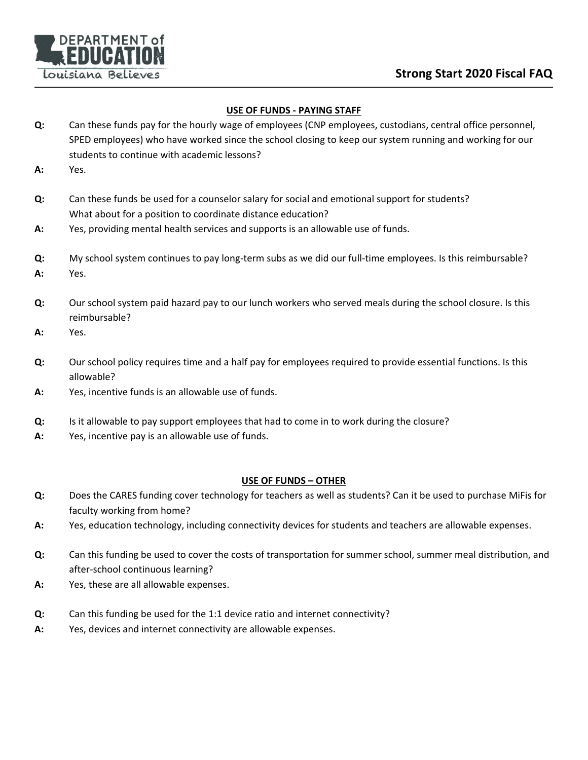# Strong Start 2020 Fiscal FAQ

## USE OF FUNDS - PAYING STAFF

**Q:** Can these funds pay for the hourly wage of employees (CNP employees, custodians, central office personnel, SPED employees) who have worked since the school closing to keep our system running and working for our students to continue with academic lessons?

**A:** Yes.

**Q:** Can these funds be used for a counselor salary for social and emotional support for students? What about for a position to coordinate distance education?

**A:** Yes, providing mental health services and supports is an allowable use of funds.

**Q:** My school system continues to pay long-term subs as we did our full-time employees. Is this reimbursable?

**A:** Yes.

**Q:** Our school system paid hazard pay to our lunch workers who served meals during the school closure. Is this reimbursable?

**A:** Yes.

**Q:** Our school policy requires time and a half pay for employees required to provide essential functions. Is this allowable?

**A:** Yes, incentive funds is an allowable use of funds.

**Q:** Is it allowable to pay support employees that had to come in to work during the closure?

**A:** Yes, incentive pay is an allowable use of funds.

## USE OF FUNDS – OTHER

**Q:** Does the CARES funding cover technology for teachers as well as students? Can it be used to purchase MiFis for faculty working from home?

**A:** Yes, education technology, including connectivity devices for students and teachers are allowable expenses.

**Q:** Can this funding be used to cover the costs of transportation for summer school, summer meal distribution, and after-school continuous learning?

**A:** Yes, these are all allowable expenses.

**Q:** Can this funding be used for the 1:1 device ratio and internet connectivity?

**A:** Yes, devices and internet connectivity are allowable expenses.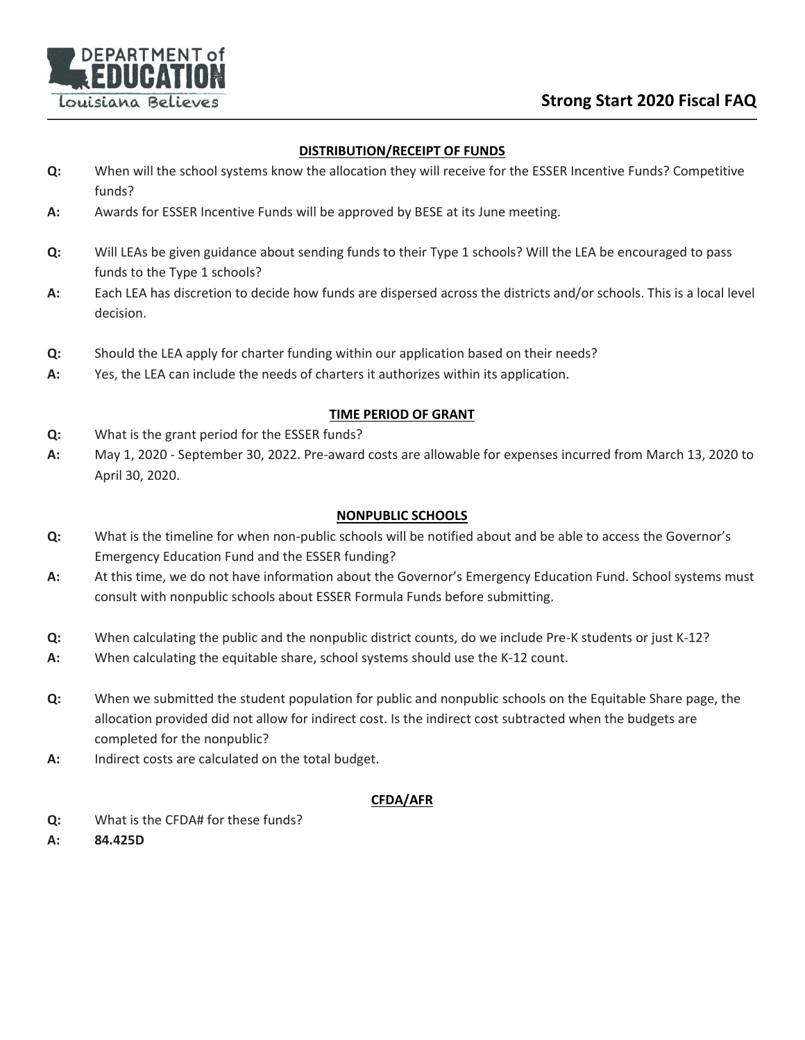## DISTRIBUTION/RECEIPT OF FUNDS

**Q:** When will the school systems know the allocation they will receive for the ESSER Incentive Funds? Competitive funds?

**A:** Awards for ESSER Incentive Funds will be approved by BESE at its June meeting.

**Q:** Will LEAs be given guidance about sending funds to their Type 1 schools? Will the LEA be encouraged to pass funds to the Type 1 schools?

**A:** Each LEA has discretion to decide how funds are dispersed across the districts and/or schools. This is a local level decision.

**Q:** Should the LEA apply for charter funding within our application based on their needs?

**A:** Yes, the LEA can include the needs of charters it authorizes within its application.

## TIME PERIOD OF GRANT

**Q:** What is the grant period for the ESSER funds?

**A:** May 1, 2020 - September 30, 2022. Pre-award costs are allowable for expenses incurred from March 13, 2020 to April 30, 2020.

## NONPUBLIC SCHOOLS

**Q:** What is the timeline for when non-public schools will be notified about and be able to access the Governor's Emergency Education Fund and the ESSER funding?

**A:** At this time, we do not have information about the Governor's Emergency Education Fund. School systems must consult with nonpublic schools about ESSER Formula Funds before submitting.

**Q:** When calculating the public and the nonpublic district counts, do we include Pre-K students or just K-12?

**A:** When calculating the equitable share, school systems should use the K-12 count.

**Q:** When we submitted the student population for public and nonpublic schools on the Equitable Share page, the allocation provided did not allow for indirect cost. Is the indirect cost subtracted when the budgets are completed for the nonpublic?

**A:** Indirect costs are calculated on the total budget.

## CFDA/AFR

**Q:** What is the CFDA# for these funds?

**A:** **84.425D**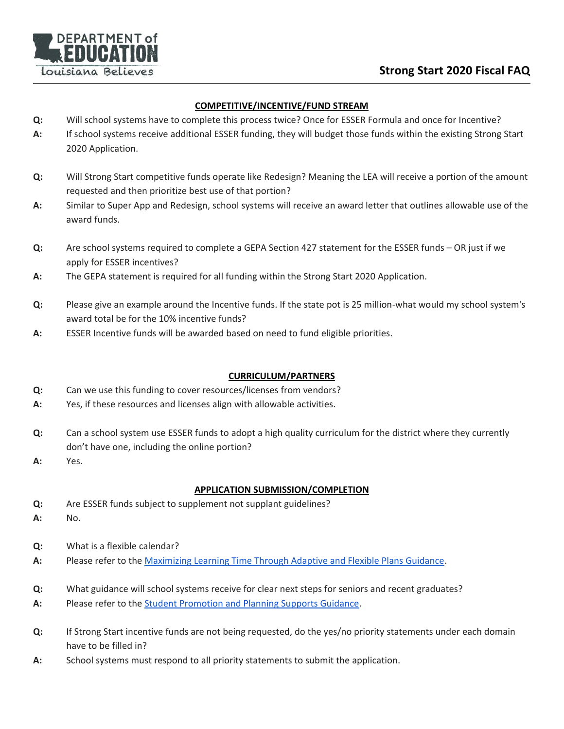## COMPETITIVE/INCENTIVE/FUND STREAM

**Q:** Will school systems have to complete this process twice? Once for ESSER Formula and once for Incentive?

**A:** If school systems receive additional ESSER funding, they will budget those funds within the existing Strong Start 2020 Application.

**Q:** Will Strong Start competitive funds operate like Redesign? Meaning the LEA will receive a portion of the amount requested and then prioritize best use of that portion?

**A:** Similar to Super App and Redesign, school systems will receive an award letter that outlines allowable use of the award funds.

**Q:** Are school systems required to complete a GEPA Section 427 statement for the ESSER funds – OR just if we apply for ESSER incentives?

**A:** The GEPA statement is required for all funding within the Strong Start 2020 Application.

**Q:** Please give an example around the Incentive funds. If the state pot is 25 million-what would my school system's award total be for the 10% incentive funds?

**A:** ESSER Incentive funds will be awarded based on need to fund eligible priorities.

## CURRICULUM/PARTNERS

**Q:** Can we use this funding to cover resources/licenses from vendors?

**A:** Yes, if these resources and licenses align with allowable activities.

**Q:** Can a school system use ESSER funds to adopt a high quality curriculum for the district where they currently don't have one, including the online portion?

**A:** Yes.

## APPLICATION SUBMISSION/COMPLETION

**Q:** Are ESSER funds subject to supplement not supplant guidelines?

**A:** No.

**Q:** What is a flexible calendar?

**A:** Please refer to the Maximizing Learning Time Through Adaptive and Flexible Plans Guidance.

**Q:** What guidance will school systems receive for clear next steps for seniors and recent graduates?

**A:** Please refer to the Student Promotion and Planning Supports Guidance.

**Q:** If Strong Start incentive funds are not being requested, do the yes/no priority statements under each domain have to be filled in?

**A:** School systems must respond to all priority statements to submit the application.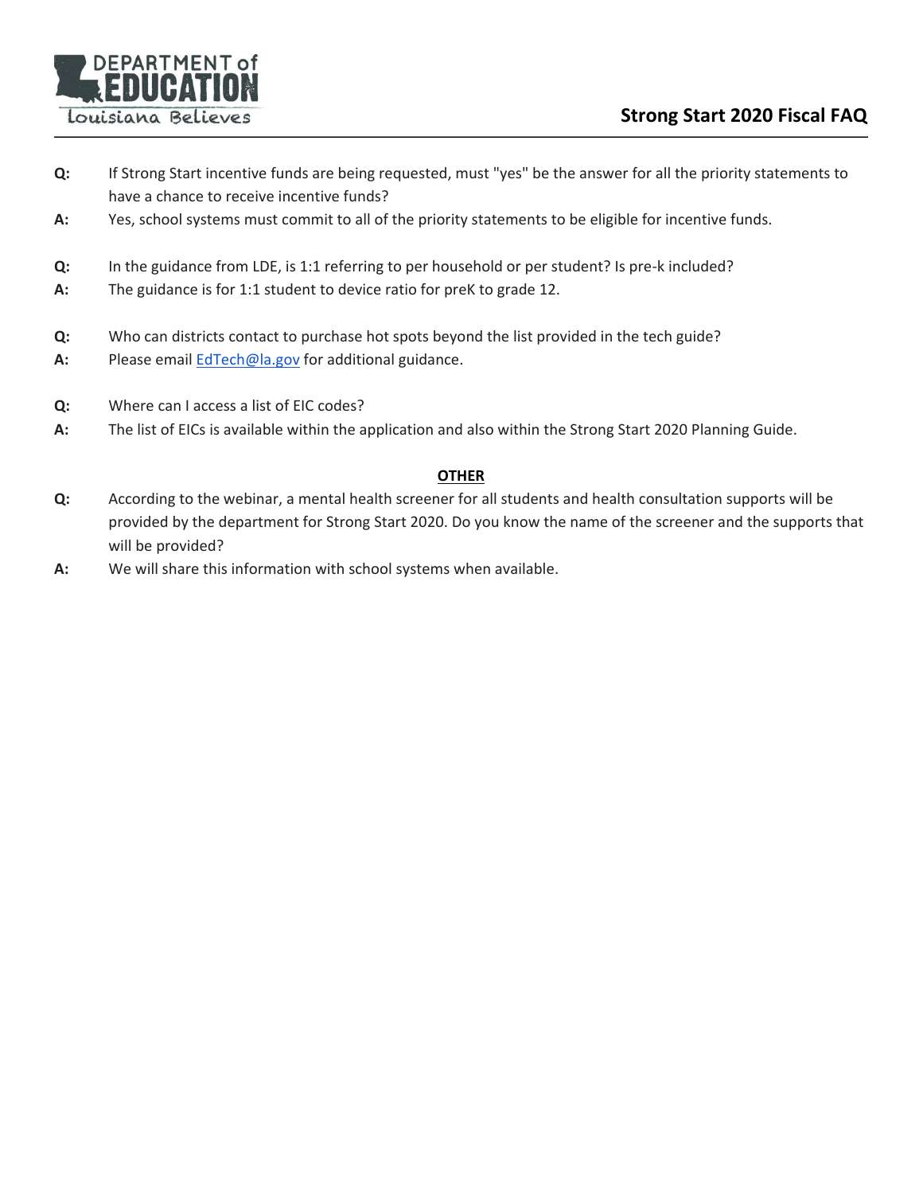**Q:** If Strong Start incentive funds are being requested, must "yes" be the answer for all the priority statements to have a chance to receive incentive funds?

**A:** Yes, school systems must commit to all of the priority statements to be eligible for incentive funds.

**Q:** In the guidance from LDE, is 1:1 referring to per household or per student? Is pre-k included?

**A:** The guidance is for 1:1 student to device ratio for preK to grade 12.

**Q:** Who can districts contact to purchase hot spots beyond the list provided in the tech guide?

**A:** Please email [EdTech@la.gov](mailto:EdTech@la.gov) for additional guidance.

**Q:** Where can I access a list of EIC codes?

**A:** The list of EICs is available within the application and also within the Strong Start 2020 Planning Guide.

## OTHER

**Q:** According to the webinar, a mental health screener for all students and health consultation supports will be provided by the department for Strong Start 2020. Do you know the name of the screener and the supports that will be provided?

**A:** We will share this information with school systems when available.